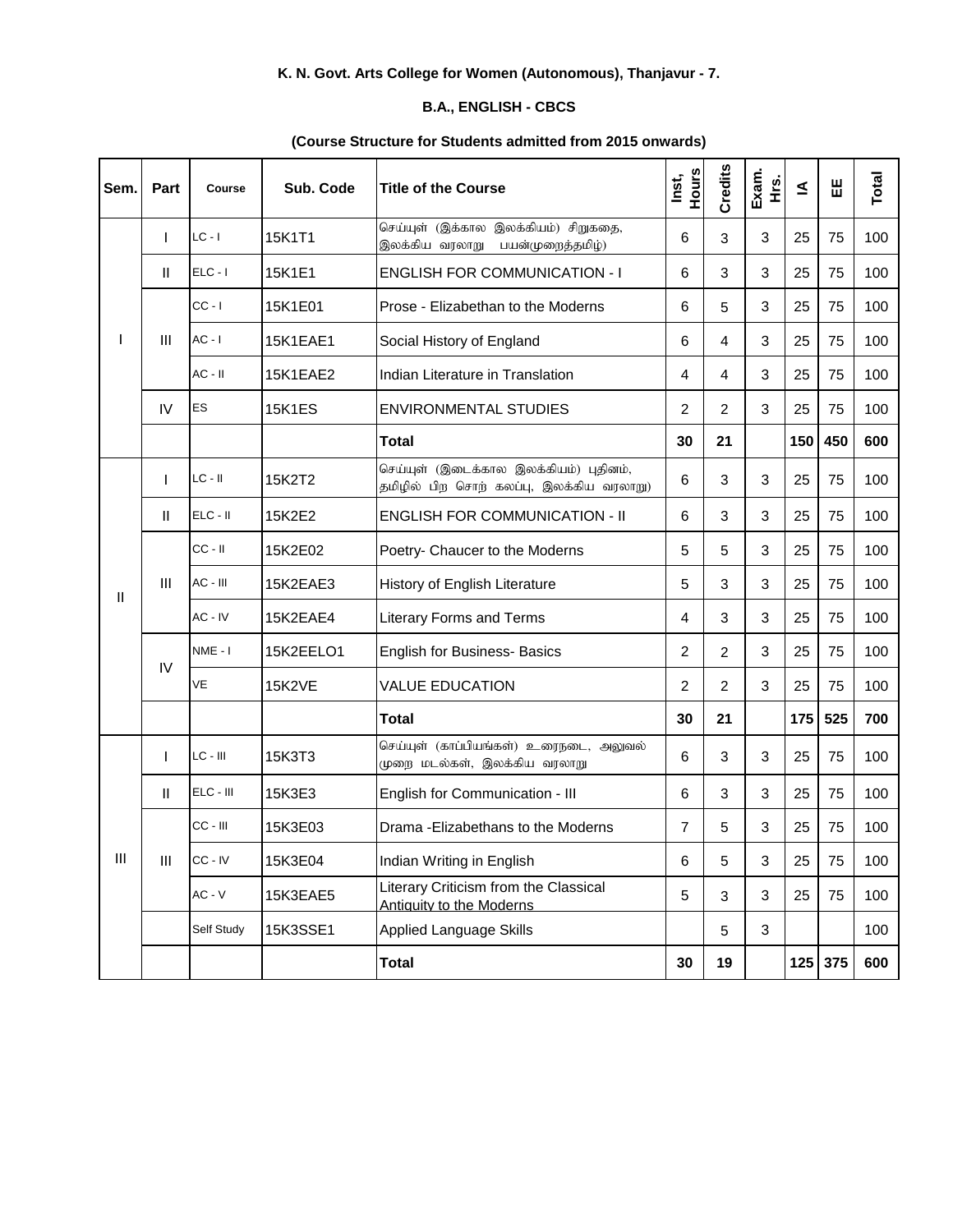**K. N. Govt. Arts College for Women (Autonomous), Thanjavur - 7.**

**B.A., ENGLISH - CBCS**

**(Course Structure for Students admitted from 2015 onwards)**

| Sem. | Part | Course | Sub. Code | Title of the Course | Inst, Hours | Credits | Exam. Hrs. | IA | EE | Total |
|---|---|---|---|---|---|---|---|---|---|---|
| I | I | LC - I | 15K1T1 | செய்யுள் (இக்கால இலக்கியம்) சிறுகதை, இலக்கிய வரலாறு பயன்முறைத்தமிழ்) | 6 | 3 | 3 | 25 | 75 | 100 |
| | II | ELC - I | 15K1E1 | ENGLISH FOR COMMUNICATION - I | 6 | 3 | 3 | 25 | 75 | 100 |
| | III | CC - I | 15K1E01 | Prose - Elizabethan to the Moderns | 6 | 5 | 3 | 25 | 75 | 100 |
| | | AC - I | 15K1EAE1 | Social History of England | 6 | 4 | 3 | 25 | 75 | 100 |
| | | AC - II | 15K1EAE2 | Indian Literature in Translation | 4 | 4 | 3 | 25 | 75 | 100 |
| | IV | ES | 15K1ES | ENVIRONMENTAL STUDIES | 2 | 2 | 3 | 25 | 75 | 100 |
| | | | | **Total** | **30** | **21** | | **150** | **450** | **600** |
| II | I | LC - II | 15K2T2 | செய்யுள் (இடைக்கால இலக்கியம்) புதினம், தமிழில் பிற சொற் கலப்பு, இலக்கிய வரலாறு) | 6 | 3 | 3 | 25 | 75 | 100 |
| | II | ELC - II | 15K2E2 | ENGLISH FOR COMMUNICATION - II | 6 | 3 | 3 | 25 | 75 | 100 |
| | III | CC - II | 15K2E02 | Poetry- Chaucer to the Moderns | 5 | 5 | 3 | 25 | 75 | 100 |
| | | AC - III | 15K2EAE3 | History of English Literature | 5 | 3 | 3 | 25 | 75 | 100 |
| | | AC - IV | 15K2EAE4 | Literary Forms and Terms | 4 | 3 | 3 | 25 | 75 | 100 |
| | IV | NME - I | 15K2EELO1 | English for Business- Basics | 2 | 2 | 3 | 25 | 75 | 100 |
| | | VE | 15K2VE | VALUE EDUCATION | 2 | 2 | 3 | 25 | 75 | 100 |
| | | | | **Total** | **30** | **21** | | **175** | **525** | **700** |
| III | I | LC - III | 15K3T3 | செய்யுள் (காப்பியங்கள்) உரைநடை, அலுவல் முறை மடல்கள், இலக்கிய வரலாறு | 6 | 3 | 3 | 25 | 75 | 100 |
| | II | ELC - III | 15K3E3 | English for Communication - III | 6 | 3 | 3 | 25 | 75 | 100 |
| | III | CC - III | 15K3E03 | Drama -Elizabethans to the Moderns | 7 | 5 | 3 | 25 | 75 | 100 |
| | | CC - IV | 15K3E04 | Indian Writing in English | 6 | 5 | 3 | 25 | 75 | 100 |
| | | AC - V | 15K3EAE5 | Literary Criticism from the Classical Antiquity to the Moderns | 5 | 3 | 3 | 25 | 75 | 100 |
| | | Self Study | 15K3SSE1 | Applied Language Skills | | 5 | 3 | | | 100 |
| | | | | **Total** | **30** | **19** | | **125** | **375** | **600** |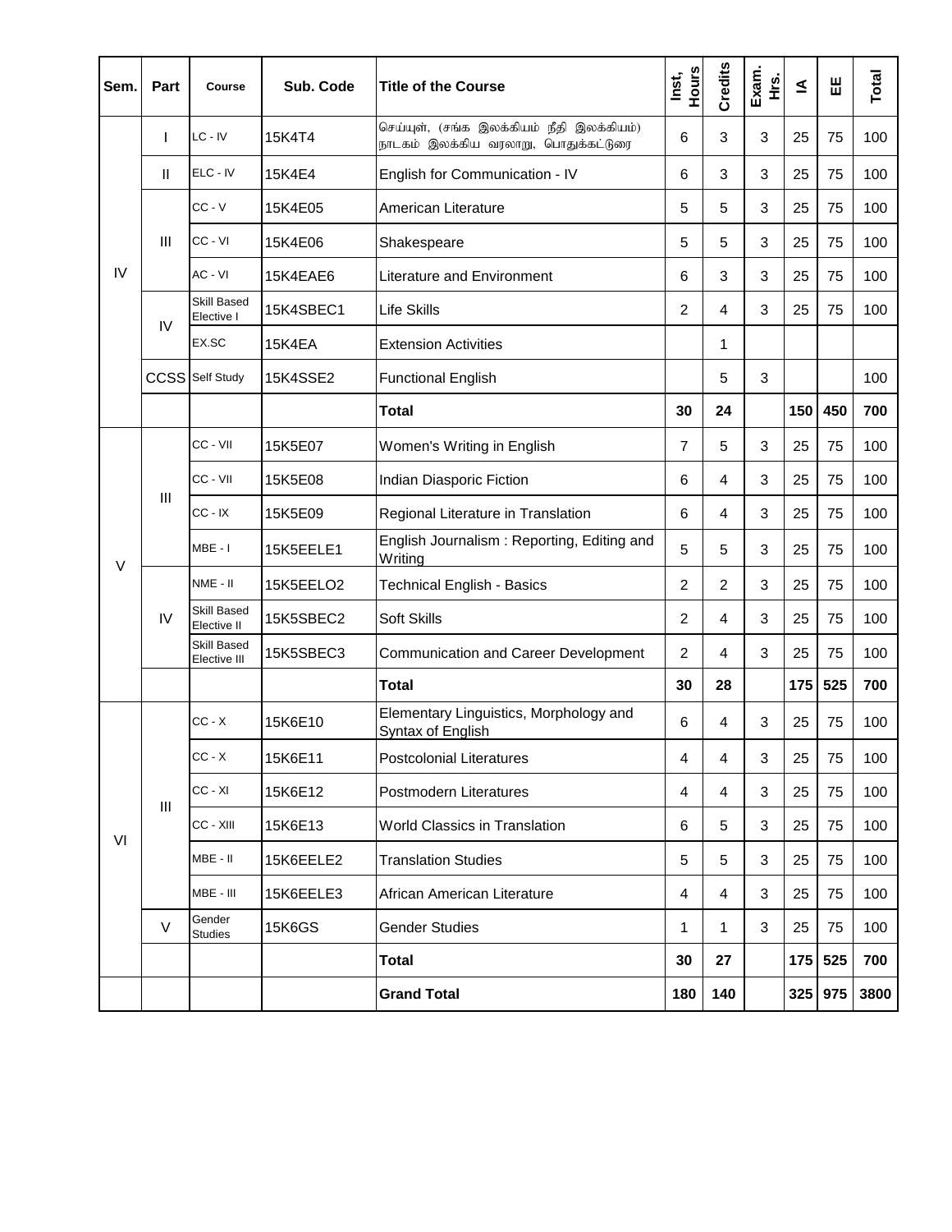| Sem. | Part | Course | Sub. Code | Title of the Course | Inst, Hours | Credits | Exam. Hrs. | IA | EE | Total |
|---|---|---|---|---|---|---|---|---|---|---|
| IV | I | LC - IV | 15K4T4 | செய்யுள், (சங்க இலக்கியம் நீதி இலக்கியம்) நாடகம் இலக்கிய வரலாறு, பொதுக்கட்டுரை | 6 | 3 | 3 | 25 | 75 | 100 |
| | II | ELC - IV | 15K4E4 | English for Communication - IV | 6 | 3 | 3 | 25 | 75 | 100 |
| | III | CC - V | 15K4E05 | American Literature | 5 | 5 | 3 | 25 | 75 | 100 |
| | | CC - VI | 15K4E06 | Shakespeare | 5 | 5 | 3 | 25 | 75 | 100 |
| | | AC - VI | 15K4EAE6 | Literature and Environment | 6 | 3 | 3 | 25 | 75 | 100 |
| | IV | Skill Based Elective I | 15K4SBEC1 | Life Skills | 2 | 4 | 3 | 25 | 75 | 100 |
| | | EX.SC | 15K4EA | Extension Activities | | 1 | | | | |
| | CCSS | Self Study | 15K4SSE2 | Functional English | | 5 | 3 | | | 100 |
| | | | | **Total** | **30** | **24** | | **150** | **450** | **700** |
| V | III | CC - VII | 15K5E07 | Women's Writing in English | 7 | 5 | 3 | 25 | 75 | 100 |
| | | CC - VII | 15K5E08 | Indian Diasporic Fiction | 6 | 4 | 3 | 25 | 75 | 100 |
| | | CC - IX | 15K5E09 | Regional Literature in Translation | 6 | 4 | 3 | 25 | 75 | 100 |
| | | MBE - I | 15K5EELE1 | English Journalism : Reporting, Editing and Writing | 5 | 5 | 3 | 25 | 75 | 100 |
| | IV | NME - II | 15K5EELO2 | Technical English - Basics | 2 | 2 | 3 | 25 | 75 | 100 |
| | | Skill Based Elective II | 15K5SBEC2 | Soft Skills | 2 | 4 | 3 | 25 | 75 | 100 |
| | | Skill Based Elective III | 15K5SBEC3 | Communication and Career Development | 2 | 4 | 3 | 25 | 75 | 100 |
| | | | | **Total** | **30** | **28** | | **175** | **525** | **700** |
| VI | III | CC - X | 15K6E10 | Elementary Linguistics, Morphology and Syntax of English | 6 | 4 | 3 | 25 | 75 | 100 |
| | | CC - X | 15K6E11 | Postcolonial Literatures | 4 | 4 | 3 | 25 | 75 | 100 |
| | | CC - XI | 15K6E12 | Postmodern Literatures | 4 | 4 | 3 | 25 | 75 | 100 |
| | | CC - XIII | 15K6E13 | World Classics in Translation | 6 | 5 | 3 | 25 | 75 | 100 |
| | | MBE - II | 15K6EELE2 | Translation Studies | 5 | 5 | 3 | 25 | 75 | 100 |
| | | MBE - III | 15K6EELE3 | African American Literature | 4 | 4 | 3 | 25 | 75 | 100 |
| | V | Gender Studies | 15K6GS | Gender Studies | 1 | 1 | 3 | 25 | 75 | 100 |
| | | | | **Total** | **30** | **27** | | **175** | **525** | **700** |
| | | | | **Grand Total** | **180** | **140** | | **325** | **975** | **3800** |